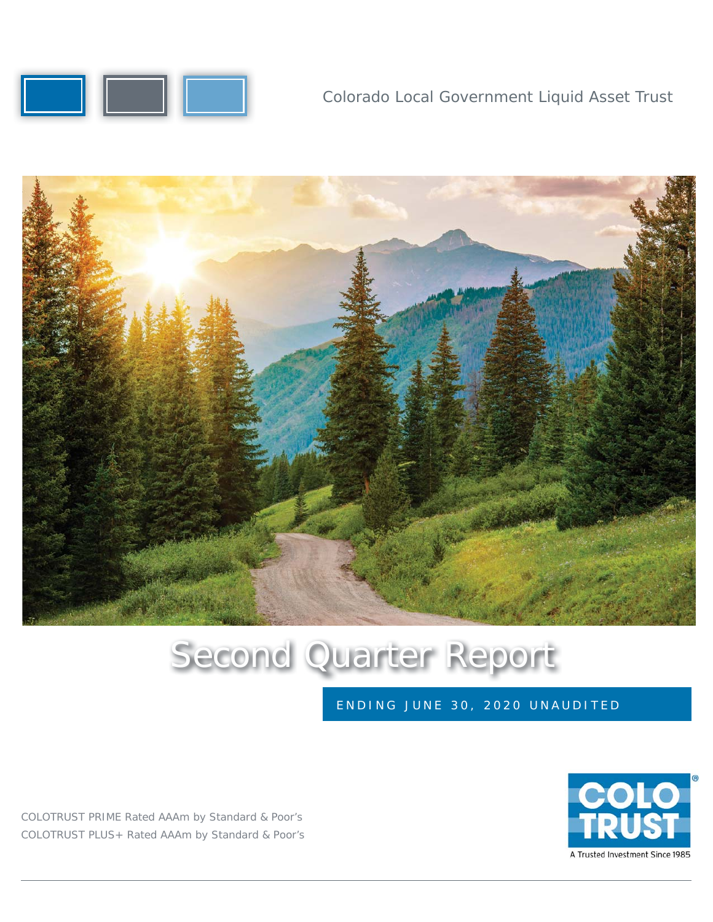Colorado Local Government Liquid Asset Trust

# Second Quarter Report

ENDING JUNE 30, 2020 UNAUDITED

COLOTRUST PRIME Rated AAAm by Standard & Poor's
COLOTRUST PLUS+ Rated AAAm by Standard & Poor's

COLO TRUST®
A Trusted Investment Since 1985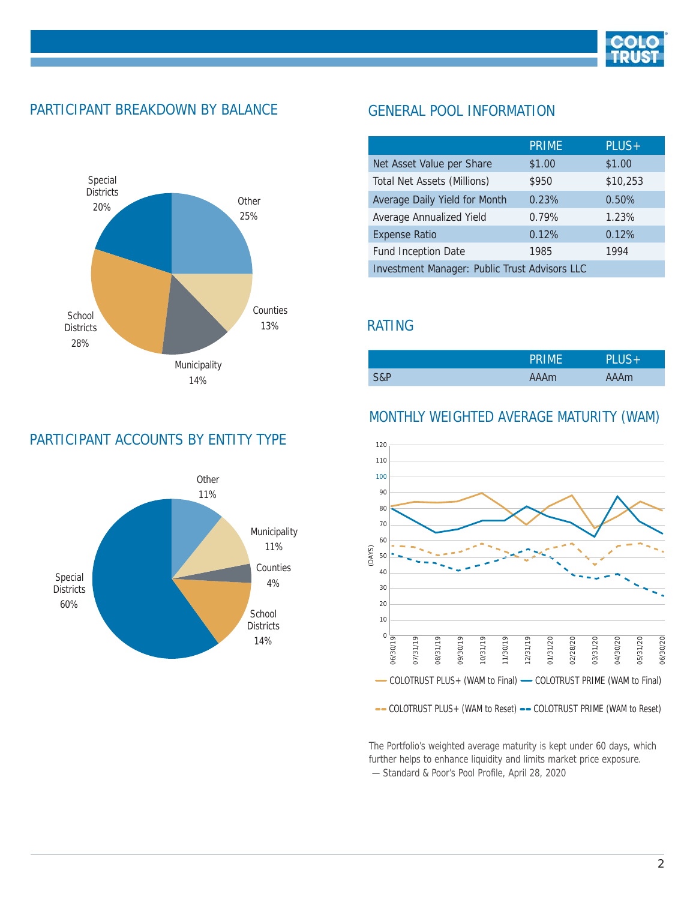## PARTICIPANT BREAKDOWN BY BALANCE

Special Districts 20%
Other 25%
Counties 13%
Municipality 14%
School Districts 28%

## PARTICIPANT ACCOUNTS BY ENTITY TYPE

Other 11%
Municipality 11%
Counties 4%
School Districts 14%
Special Districts 60%

## GENERAL POOL INFORMATION

| | PRIME | PLUS+ |
|---|---|---|
| Net Asset Value per Share | $1.00 | $1.00 |
| Total Net Assets (Millions) | $950 | $10,253 |
| Average Daily Yield for Month | 0.23% | 0.50% |
| Average Annualized Yield | 0.79% | 1.23% |
| Expense Ratio | 0.12% | 0.12% |
| Fund Inception Date | 1985 | 1994 |
| Investment Manager: Public Trust Advisors LLC | | |

## RATING

| | PRIME | PLUS+ |
|---|---|---|
| S&P | AAAm | AAAm |

## MONTHLY WEIGHTED AVERAGE MATURITY (WAM)

(DAYS)

06/30/19, 07/31/19, 08/31/19, 09/30/19, 10/31/19, 11/30/19, 12/31/19, 01/31/20, 02/28/20, 03/31/20, 04/30/20, 05/31/20, 06/30/20

COLOTRUST PLUS+ (WAM to Final) — COLOTRUST PRIME (WAM to Final)

COLOTRUST PLUS+ (WAM to Reset) — COLOTRUST PRIME (WAM to Reset)

The Portfolio's weighted average maturity is kept under 60 days, which further helps to enhance liquidity and limits market price exposure.
— Standard & Poor's Pool Profile, April 28, 2020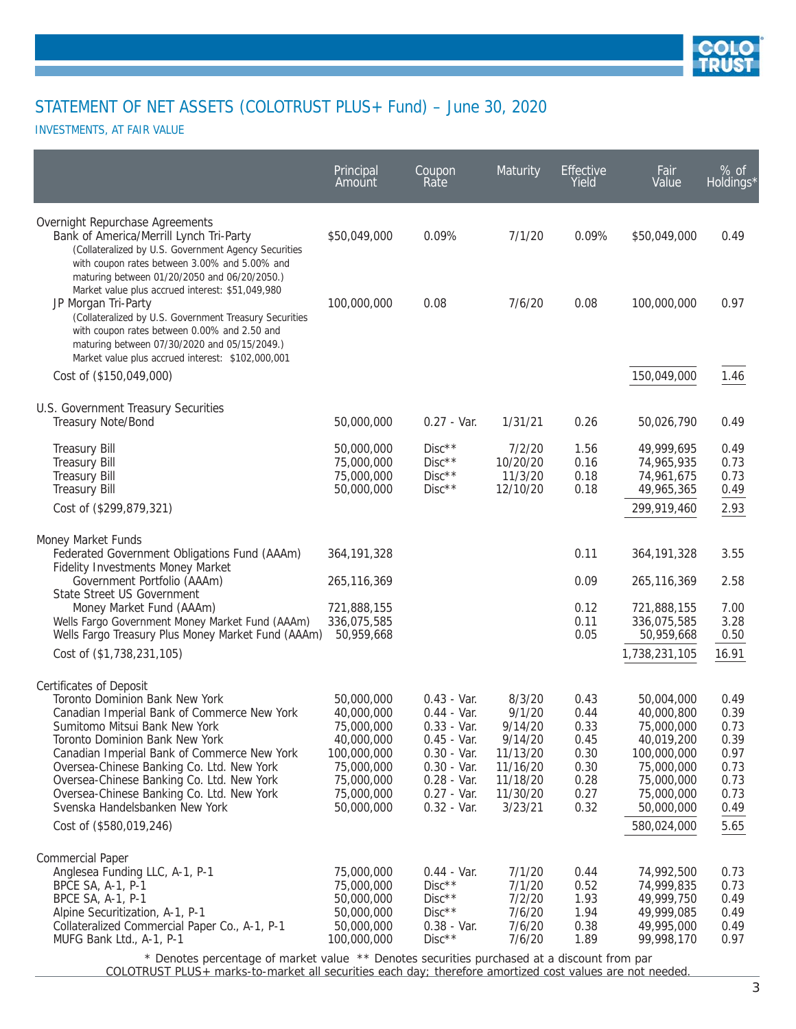# STATEMENT OF NET ASSETS (COLOTRUST PLUS+ Fund) – June 30, 2020

## INVESTMENTS, AT FAIR VALUE

| | Principal Amount | Coupon Rate | Maturity | Effective Yield | Fair Value | % of Holdings* |
|---|---|---|---|---|---|---|
| **Overnight Repurchase Agreements** | | | | | | |
| Bank of America/Merrill Lynch Tri-Party (Collateralized by U.S. Government Agency Securities with coupon rates between 3.00% and 5.00% and maturing between 01/20/2050 and 06/20/2050.) Market value plus accrued interest: $51,049,980 | $50,049,000 | 0.09% | 7/1/20 | 0.09% | $50,049,000 | 0.49 |
| JP Morgan Tri-Party (Collateralized by U.S. Government Treasury Securities with coupon rates between 0.00% and 2.50 and maturing between 07/30/2020 and 05/15/2049.) Market value plus accrued interest: $102,000,001 | 100,000,000 | 0.08 | 7/6/20 | 0.08 | 100,000,000 | 0.97 |
| Cost of ($150,049,000) | | | | | 150,049,000 | 1.46 |
| **U.S. Government Treasury Securities** | | | | | | |
| Treasury Note/Bond | 50,000,000 | 0.27 - Var. | 1/31/21 | 0.26 | 50,026,790 | 0.49 |
| Treasury Bill | 50,000,000 | Disc** | 7/2/20 | 1.56 | 49,999,695 | 0.49 |
| Treasury Bill | 75,000,000 | Disc** | 10/20/20 | 0.16 | 74,965,935 | 0.73 |
| Treasury Bill | 75,000,000 | Disc** | 11/3/20 | 0.18 | 74,961,675 | 0.73 |
| Treasury Bill | 50,000,000 | Disc** | 12/10/20 | 0.18 | 49,965,365 | 0.49 |
| Cost of ($299,879,321) | | | | | 299,919,460 | 2.93 |
| **Money Market Funds** | | | | | | |
| Federated Government Obligations Fund (AAAm) | 364,191,328 | | | 0.11 | 364,191,328 | 3.55 |
| Fidelity Investments Money Market Government Portfolio (AAAm) | 265,116,369 | | | 0.09 | 265,116,369 | 2.58 |
| State Street US Government Money Market Fund (AAAm) | 721,888,155 | | | 0.12 | 721,888,155 | 7.00 |
| Wells Fargo Government Money Market Fund (AAAm) | 336,075,585 | | | 0.11 | 336,075,585 | 3.28 |
| Wells Fargo Treasury Plus Money Market Fund (AAAm) | 50,959,668 | | | 0.05 | 50,959,668 | 0.50 |
| Cost of ($1,738,231,105) | | | | | 1,738,231,105 | 16.91 |
| **Certificates of Deposit** | | | | | | |
| Toronto Dominion Bank New York | 50,000,000 | 0.43 - Var. | 8/3/20 | 0.43 | 50,004,000 | 0.49 |
| Canadian Imperial Bank of Commerce New York | 40,000,000 | 0.44 - Var. | 9/1/20 | 0.44 | 40,000,800 | 0.39 |
| Sumitomo Mitsui Bank New York | 75,000,000 | 0.33 - Var. | 9/14/20 | 0.33 | 75,000,000 | 0.73 |
| Toronto Dominion Bank New York | 40,000,000 | 0.45 - Var. | 9/14/20 | 0.45 | 40,019,200 | 0.39 |
| Canadian Imperial Bank of Commerce New York | 100,000,000 | 0.30 - Var. | 11/13/20 | 0.30 | 100,000,000 | 0.97 |
| Oversea-Chinese Banking Co. Ltd. New York | 75,000,000 | 0.30 - Var. | 11/16/20 | 0.30 | 75,000,000 | 0.73 |
| Oversea-Chinese Banking Co. Ltd. New York | 75,000,000 | 0.28 - Var. | 11/18/20 | 0.28 | 75,000,000 | 0.73 |
| Oversea-Chinese Banking Co. Ltd. New York | 75,000,000 | 0.27 - Var. | 11/30/20 | 0.27 | 75,000,000 | 0.73 |
| Svenska Handelsbanken New York | 50,000,000 | 0.32 - Var. | 3/23/21 | 0.32 | 50,000,000 | 0.49 |
| Cost of ($580,019,246) | | | | | 580,024,000 | 5.65 |
| **Commercial Paper** | | | | | | |
| Anglesea Funding LLC, A-1, P-1 | 75,000,000 | 0.44 - Var. | 7/1/20 | 0.44 | 74,992,500 | 0.73 |
| BPCE SA, A-1, P-1 | 75,000,000 | Disc** | 7/1/20 | 0.52 | 74,999,835 | 0.73 |
| BPCE SA, A-1, P-1 | 50,000,000 | Disc** | 7/2/20 | 1.93 | 49,999,750 | 0.49 |
| Alpine Securitization, A-1, P-1 | 50,000,000 | Disc** | 7/6/20 | 1.94 | 49,999,085 | 0.49 |
| Collateralized Commercial Paper Co., A-1, P-1 | 50,000,000 | 0.38 - Var. | 7/6/20 | 0.38 | 49,995,000 | 0.49 |
| MUFG Bank Ltd., A-1, P-1 | 100,000,000 | Disc** | 7/6/20 | 1.89 | 99,998,170 | 0.97 |

* Denotes percentage of market value ** Denotes securities purchased at a discount from par

COLOTRUST PLUS+ marks-to-market all securities each day; therefore amortized cost values are not needed.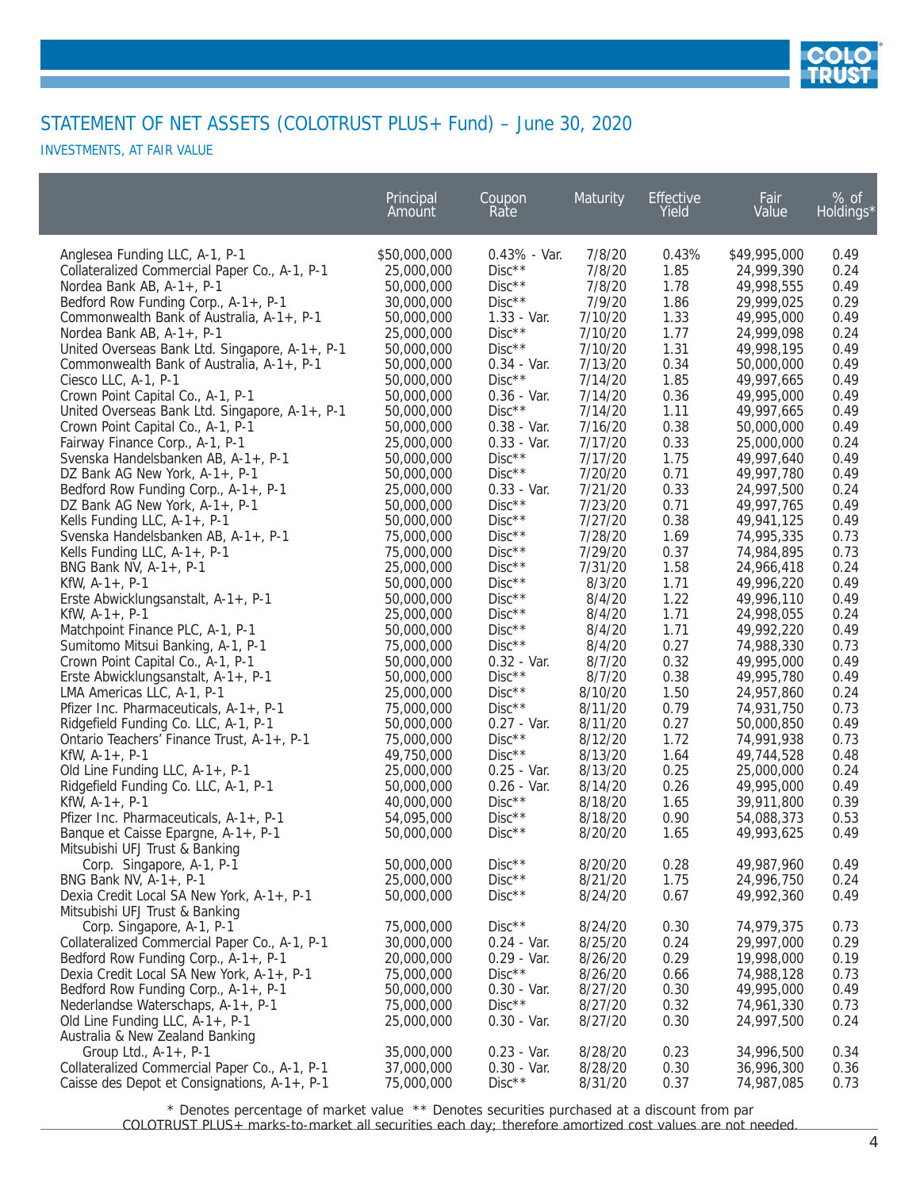# STATEMENT OF NET ASSETS (COLOTRUST PLUS+ Fund) – June 30, 2020

INVESTMENTS, AT FAIR VALUE

| | Principal Amount | Coupon Rate | Maturity | Effective Yield | Fair Value | % of Holdings* |
|---|---|---|---|---|---|---|
| Anglesea Funding LLC, A-1, P-1 | $50,000,000 | 0.43% - Var. | 7/8/20 | 0.43% | $49,995,000 | 0.49 |
| Collateralized Commercial Paper Co., A-1, P-1 | 25,000,000 | Disc** | 7/8/20 | 1.85 | 24,999,390 | 0.24 |
| Nordea Bank AB, A-1+, P-1 | 50,000,000 | Disc** | 7/8/20 | 1.78 | 49,998,555 | 0.49 |
| Bedford Row Funding Corp., A-1+, P-1 | 30,000,000 | Disc** | 7/9/20 | 1.86 | 29,999,025 | 0.29 |
| Commonwealth Bank of Australia, A-1+, P-1 | 50,000,000 | 1.33 - Var. | 7/10/20 | 1.33 | 49,995,000 | 0.49 |
| Nordea Bank AB, A-1+, P-1 | 25,000,000 | Disc** | 7/10/20 | 1.77 | 24,999,098 | 0.24 |
| United Overseas Bank Ltd. Singapore, A-1+, P-1 | 50,000,000 | Disc** | 7/10/20 | 1.31 | 49,998,195 | 0.49 |
| Commonwealth Bank of Australia, A-1+, P-1 | 50,000,000 | 0.34 - Var. | 7/13/20 | 0.34 | 50,000,000 | 0.49 |
| Ciesco LLC, A-1, P-1 | 50,000,000 | Disc** | 7/14/20 | 1.85 | 49,997,665 | 0.49 |
| Crown Point Capital Co., A-1, P-1 | 50,000,000 | 0.36 - Var. | 7/14/20 | 0.36 | 49,995,000 | 0.49 |
| United Overseas Bank Ltd. Singapore, A-1+, P-1 | 50,000,000 | Disc** | 7/14/20 | 1.11 | 49,997,665 | 0.49 |
| Crown Point Capital Co., A-1, P-1 | 50,000,000 | 0.38 - Var. | 7/16/20 | 0.38 | 50,000,000 | 0.49 |
| Fairway Finance Corp., A-1, P-1 | 25,000,000 | 0.33 - Var. | 7/17/20 | 0.33 | 25,000,000 | 0.24 |
| Svenska Handelsbanken AB, A-1+, P-1 | 50,000,000 | Disc** | 7/17/20 | 1.75 | 49,997,640 | 0.49 |
| DZ Bank AG New York, A-1+, P-1 | 50,000,000 | Disc** | 7/20/20 | 0.71 | 49,997,780 | 0.49 |
| Bedford Row Funding Corp., A-1+, P-1 | 25,000,000 | 0.33 - Var. | 7/21/20 | 0.33 | 24,997,500 | 0.24 |
| DZ Bank AG New York, A-1+, P-1 | 50,000,000 | Disc** | 7/23/20 | 0.71 | 49,997,765 | 0.49 |
| Kells Funding LLC, A-1+, P-1 | 50,000,000 | Disc** | 7/27/20 | 0.38 | 49,941,125 | 0.49 |
| Svenska Handelsbanken AB, A-1+, P-1 | 75,000,000 | Disc** | 7/28/20 | 1.69 | 74,995,335 | 0.73 |
| Kells Funding LLC, A-1+, P-1 | 75,000,000 | Disc** | 7/29/20 | 0.37 | 74,984,895 | 0.73 |
| BNG Bank NV, A-1+, P-1 | 25,000,000 | Disc** | 7/31/20 | 1.58 | 24,966,418 | 0.24 |
| KfW, A-1+, P-1 | 50,000,000 | Disc** | 8/3/20 | 1.71 | 49,996,220 | 0.49 |
| Erste Abwicklungsanstalt, A-1+, P-1 | 50,000,000 | Disc** | 8/4/20 | 1.22 | 49,996,110 | 0.49 |
| KfW, A-1+, P-1 | 25,000,000 | Disc** | 8/4/20 | 1.71 | 24,998,055 | 0.24 |
| Matchpoint Finance PLC, A-1, P-1 | 50,000,000 | Disc** | 8/4/20 | 1.71 | 49,992,220 | 0.49 |
| Sumitomo Mitsui Banking, A-1, P-1 | 75,000,000 | Disc** | 8/4/20 | 0.27 | 74,988,330 | 0.73 |
| Crown Point Capital Co., A-1, P-1 | 50,000,000 | 0.32 - Var. | 8/7/20 | 0.32 | 49,995,000 | 0.49 |
| Erste Abwicklungsanstalt, A-1+, P-1 | 50,000,000 | Disc** | 8/7/20 | 0.38 | 49,995,780 | 0.49 |
| LMA Americas LLC, A-1, P-1 | 25,000,000 | Disc** | 8/10/20 | 1.50 | 24,957,860 | 0.24 |
| Pfizer Inc. Pharmaceuticals, A-1+, P-1 | 75,000,000 | Disc** | 8/11/20 | 0.79 | 74,931,750 | 0.73 |
| Ridgefield Funding Co. LLC, A-1, P-1 | 50,000,000 | 0.27 - Var. | 8/11/20 | 0.27 | 50,000,850 | 0.49 |
| Ontario Teachers' Finance Trust, A-1+, P-1 | 75,000,000 | Disc** | 8/12/20 | 1.72 | 74,991,938 | 0.73 |
| KfW, A-1+, P-1 | 49,750,000 | Disc** | 8/13/20 | 1.64 | 49,744,528 | 0.48 |
| Old Line Funding LLC, A-1+, P-1 | 25,000,000 | 0.25 - Var. | 8/13/20 | 0.25 | 25,000,000 | 0.24 |
| Ridgefield Funding Co. LLC, A-1, P-1 | 50,000,000 | 0.26 - Var. | 8/14/20 | 0.26 | 49,995,000 | 0.49 |
| KfW, A-1+, P-1 | 40,000,000 | Disc** | 8/18/20 | 1.65 | 39,911,800 | 0.39 |
| Pfizer Inc. Pharmaceuticals, A-1+, P-1 | 54,095,000 | Disc** | 8/18/20 | 0.90 | 54,088,373 | 0.53 |
| Banque et Caisse Epargne, A-1+, P-1 | 50,000,000 | Disc** | 8/20/20 | 1.65 | 49,993,625 | 0.49 |
| Mitsubishi UFJ Trust & Banking Corp. Singapore, A-1, P-1 | 50,000,000 | Disc** | 8/20/20 | 0.28 | 49,987,960 | 0.49 |
| BNG Bank NV, A-1+, P-1 | 25,000,000 | Disc** | 8/21/20 | 1.75 | 24,996,750 | 0.24 |
| Dexia Credit Local SA New York, A-1+, P-1 | 50,000,000 | Disc** | 8/24/20 | 0.67 | 49,992,360 | 0.49 |
| Mitsubishi UFJ Trust & Banking Corp. Singapore, A-1, P-1 | 75,000,000 | Disc** | 8/24/20 | 0.30 | 74,979,375 | 0.73 |
| Collateralized Commercial Paper Co., A-1, P-1 | 30,000,000 | 0.24 - Var. | 8/25/20 | 0.24 | 29,997,000 | 0.29 |
| Bedford Row Funding Corp., A-1+, P-1 | 20,000,000 | 0.29 - Var. | 8/26/20 | 0.29 | 19,998,000 | 0.19 |
| Dexia Credit Local SA New York, A-1+, P-1 | 75,000,000 | Disc** | 8/26/20 | 0.66 | 74,988,128 | 0.73 |
| Bedford Row Funding Corp., A-1+, P-1 | 50,000,000 | 0.30 - Var. | 8/27/20 | 0.30 | 49,995,000 | 0.49 |
| Nederlandse Waterschaps, A-1+, P-1 | 75,000,000 | Disc** | 8/27/20 | 0.32 | 74,961,330 | 0.73 |
| Old Line Funding LLC, A-1+, P-1 | 25,000,000 | 0.30 - Var. | 8/27/20 | 0.30 | 24,997,500 | 0.24 |
| Australia & New Zealand Banking Group Ltd., A-1+, P-1 | 35,000,000 | 0.23 - Var. | 8/28/20 | 0.23 | 34,996,500 | 0.34 |
| Collateralized Commercial Paper Co., A-1, P-1 | 37,000,000 | 0.30 - Var. | 8/28/20 | 0.30 | 36,996,300 | 0.36 |
| Caisse des Depot et Consignations, A-1+, P-1 | 75,000,000 | Disc** | 8/31/20 | 0.37 | 74,987,085 | 0.73 |

\* Denotes percentage of market value ** Denotes securities purchased at a discount from par

COLOTRUST PLUS+ marks-to-market all securities each day; therefore amortized cost values are not needed.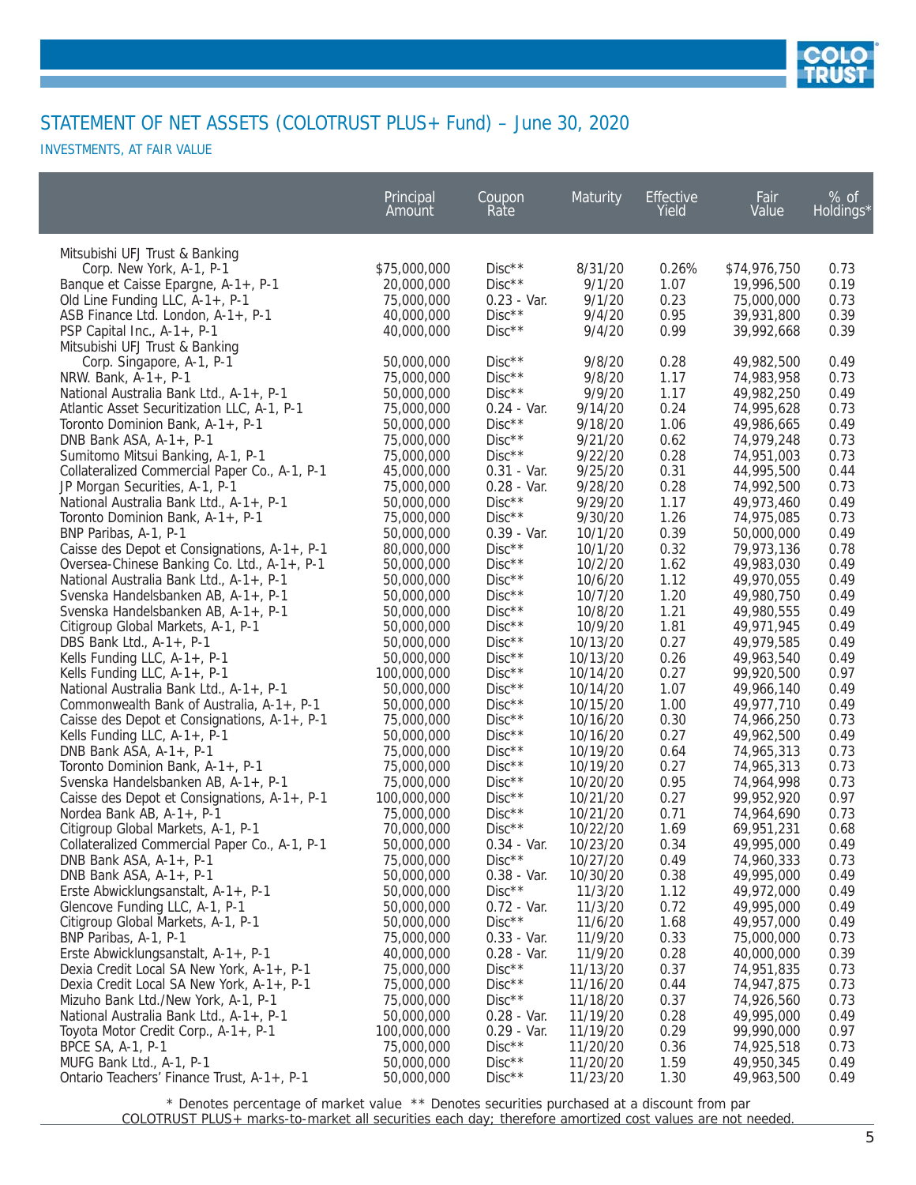# STATEMENT OF NET ASSETS (COLOTRUST PLUS+ Fund) – June 30, 2020

INVESTMENTS, AT FAIR VALUE

| | Principal Amount | Coupon Rate | Maturity | Effective Yield | Fair Value | % of Holdings* |
|---|---|---|---|---|---|---|
| Mitsubishi UFJ Trust & Banking Corp. New York, A-1, P-1 | $75,000,000 | Disc** | 8/31/20 | 0.26% | $74,976,750 | 0.73 |
| Banque et Caisse Epargne, A-1+, P-1 | 20,000,000 | Disc** | 9/1/20 | 1.07 | 19,996,500 | 0.19 |
| Old Line Funding LLC, A-1+, P-1 | 75,000,000 | 0.23 - Var. | 9/1/20 | 0.23 | 75,000,000 | 0.73 |
| ASB Finance Ltd. London, A-1+, P-1 | 40,000,000 | Disc** | 9/4/20 | 0.95 | 39,931,800 | 0.39 |
| PSP Capital Inc., A-1+, P-1 | 40,000,000 | Disc** | 9/4/20 | 0.99 | 39,992,668 | 0.39 |
| Mitsubishi UFJ Trust & Banking Corp. Singapore, A-1, P-1 | 50,000,000 | Disc** | 9/8/20 | 0.28 | 49,982,500 | 0.49 |
| NRW. Bank, A-1+, P-1 | 75,000,000 | Disc** | 9/8/20 | 1.17 | 74,983,958 | 0.73 |
| National Australia Bank Ltd., A-1+, P-1 | 50,000,000 | Disc** | 9/9/20 | 1.17 | 49,982,250 | 0.49 |
| Atlantic Asset Securitization LLC, A-1, P-1 | 75,000,000 | 0.24 - Var. | 9/14/20 | 0.24 | 74,995,628 | 0.73 |
| Toronto Dominion Bank, A-1+, P-1 | 50,000,000 | Disc** | 9/18/20 | 1.06 | 49,986,665 | 0.49 |
| DNB Bank ASA, A-1+, P-1 | 75,000,000 | Disc** | 9/21/20 | 0.62 | 74,979,248 | 0.73 |
| Sumitomo Mitsui Banking, A-1, P-1 | 75,000,000 | Disc** | 9/22/20 | 0.28 | 74,951,003 | 0.73 |
| Collateralized Commercial Paper Co., A-1, P-1 | 45,000,000 | 0.31 - Var. | 9/25/20 | 0.31 | 44,995,500 | 0.44 |
| JP Morgan Securities, A-1, P-1 | 75,000,000 | 0.28 - Var. | 9/28/20 | 0.28 | 74,992,500 | 0.73 |
| National Australia Bank Ltd., A-1+, P-1 | 50,000,000 | Disc** | 9/29/20 | 1.17 | 49,973,460 | 0.49 |
| Toronto Dominion Bank, A-1+, P-1 | 75,000,000 | Disc** | 9/30/20 | 1.26 | 74,975,085 | 0.73 |
| BNP Paribas, A-1, P-1 | 50,000,000 | 0.39 - Var. | 10/1/20 | 0.39 | 50,000,000 | 0.49 |
| Caisse des Depot et Consignations, A-1+, P-1 | 80,000,000 | Disc** | 10/1/20 | 0.32 | 79,973,136 | 0.78 |
| Oversea-Chinese Banking Co. Ltd., A-1+, P-1 | 50,000,000 | Disc** | 10/2/20 | 1.62 | 49,983,030 | 0.49 |
| National Australia Bank Ltd., A-1+, P-1 | 50,000,000 | Disc** | 10/6/20 | 1.12 | 49,970,055 | 0.49 |
| Svenska Handelsbanken AB, A-1+, P-1 | 50,000,000 | Disc** | 10/7/20 | 1.20 | 49,980,750 | 0.49 |
| Svenska Handelsbanken AB, A-1+, P-1 | 50,000,000 | Disc** | 10/8/20 | 1.21 | 49,980,555 | 0.49 |
| Citigroup Global Markets, A-1, P-1 | 50,000,000 | Disc** | 10/9/20 | 1.81 | 49,971,945 | 0.49 |
| DBS Bank Ltd., A-1+, P-1 | 50,000,000 | Disc** | 10/13/20 | 0.27 | 49,979,585 | 0.49 |
| Kells Funding LLC, A-1+, P-1 | 50,000,000 | Disc** | 10/13/20 | 0.26 | 49,963,540 | 0.49 |
| Kells Funding LLC, A-1+, P-1 | 100,000,000 | Disc** | 10/14/20 | 0.27 | 99,920,500 | 0.97 |
| National Australia Bank Ltd., A-1+, P-1 | 50,000,000 | Disc** | 10/14/20 | 1.07 | 49,966,140 | 0.49 |
| Commonwealth Bank of Australia, A-1+, P-1 | 50,000,000 | Disc** | 10/15/20 | 1.00 | 49,977,710 | 0.49 |
| Caisse des Depot et Consignations, A-1+, P-1 | 75,000,000 | Disc** | 10/16/20 | 0.30 | 74,966,250 | 0.73 |
| Kells Funding LLC, A-1+, P-1 | 50,000,000 | Disc** | 10/16/20 | 0.27 | 49,962,500 | 0.49 |
| DNB Bank ASA, A-1+, P-1 | 75,000,000 | Disc** | 10/19/20 | 0.64 | 74,965,313 | 0.73 |
| Toronto Dominion Bank, A-1+, P-1 | 75,000,000 | Disc** | 10/19/20 | 0.27 | 74,965,313 | 0.73 |
| Svenska Handelsbanken AB, A-1+, P-1 | 75,000,000 | Disc** | 10/20/20 | 0.95 | 74,964,997 | 0.73 |
| Caisse des Depot et Consignations, A-1+, P-1 | 100,000,000 | Disc** | 10/21/20 | 0.27 | 99,952,920 | 0.97 |
| Nordea Bank AB, A-1+, P-1 | 75,000,000 | Disc** | 10/21/20 | 0.71 | 74,964,690 | 0.73 |
| Citigroup Global Markets, A-1, P-1 | 70,000,000 | Disc** | 10/22/20 | 1.69 | 69,951,231 | 0.68 |
| Collateralized Commercial Paper Co., A-1, P-1 | 50,000,000 | 0.34 - Var. | 10/23/20 | 0.34 | 49,995,000 | 0.49 |
| DNB Bank ASA, A-1+, P-1 | 75,000,000 | Disc** | 10/27/20 | 0.49 | 74,960,333 | 0.73 |
| DNB Bank ASA, A-1+, P-1 | 50,000,000 | 0.38 - Var. | 10/30/20 | 0.38 | 49,995,000 | 0.49 |
| Erste Abwicklungsanstalt, A-1+, P-1 | 50,000,000 | Disc** | 11/3/20 | 1.12 | 49,972,000 | 0.49 |
| Glencove Funding LLC, A-1, P-1 | 50,000,000 | 0.72 - Var. | 11/3/20 | 0.72 | 49,995,000 | 0.49 |
| Citigroup Global Markets, A-1, P-1 | 50,000,000 | Disc** | 11/6/20 | 1.68 | 49,957,000 | 0.49 |
| BNP Paribas, A-1, P-1 | 75,000,000 | 0.33 - Var. | 11/9/20 | 0.33 | 75,000,000 | 0.73 |
| Erste Abwicklungsanstalt, A-1+, P-1 | 40,000,000 | 0.28 - Var. | 11/9/20 | 0.28 | 40,000,000 | 0.39 |
| Dexia Credit Local SA New York, A-1+, P-1 | 75,000,000 | Disc** | 11/13/20 | 0.37 | 74,951,835 | 0.73 |
| Dexia Credit Local SA New York, A-1+, P-1 | 75,000,000 | Disc** | 11/16/20 | 0.44 | 74,947,875 | 0.73 |
| Mizuho Bank Ltd./New York, A-1, P-1 | 75,000,000 | Disc** | 11/18/20 | 0.37 | 74,926,560 | 0.73 |
| National Australia Bank Ltd., A-1+, P-1 | 50,000,000 | 0.28 - Var. | 11/19/20 | 0.28 | 49,995,000 | 0.49 |
| Toyota Motor Credit Corp., A-1+, P-1 | 100,000,000 | 0.29 - Var. | 11/19/20 | 0.29 | 99,990,000 | 0.97 |
| BPCE SA, A-1, P-1 | 75,000,000 | Disc** | 11/20/20 | 0.36 | 74,925,518 | 0.73 |
| MUFG Bank Ltd., A-1, P-1 | 50,000,000 | Disc** | 11/20/20 | 1.59 | 49,950,345 | 0.49 |
| Ontario Teachers' Finance Trust, A-1+, P-1 | 50,000,000 | Disc** | 11/23/20 | 1.30 | 49,963,500 | 0.49 |

\* Denotes percentage of market value ** Denotes securities purchased at a discount from par

COLOTRUST PLUS+ marks-to-market all securities each day; therefore amortized cost values are not needed.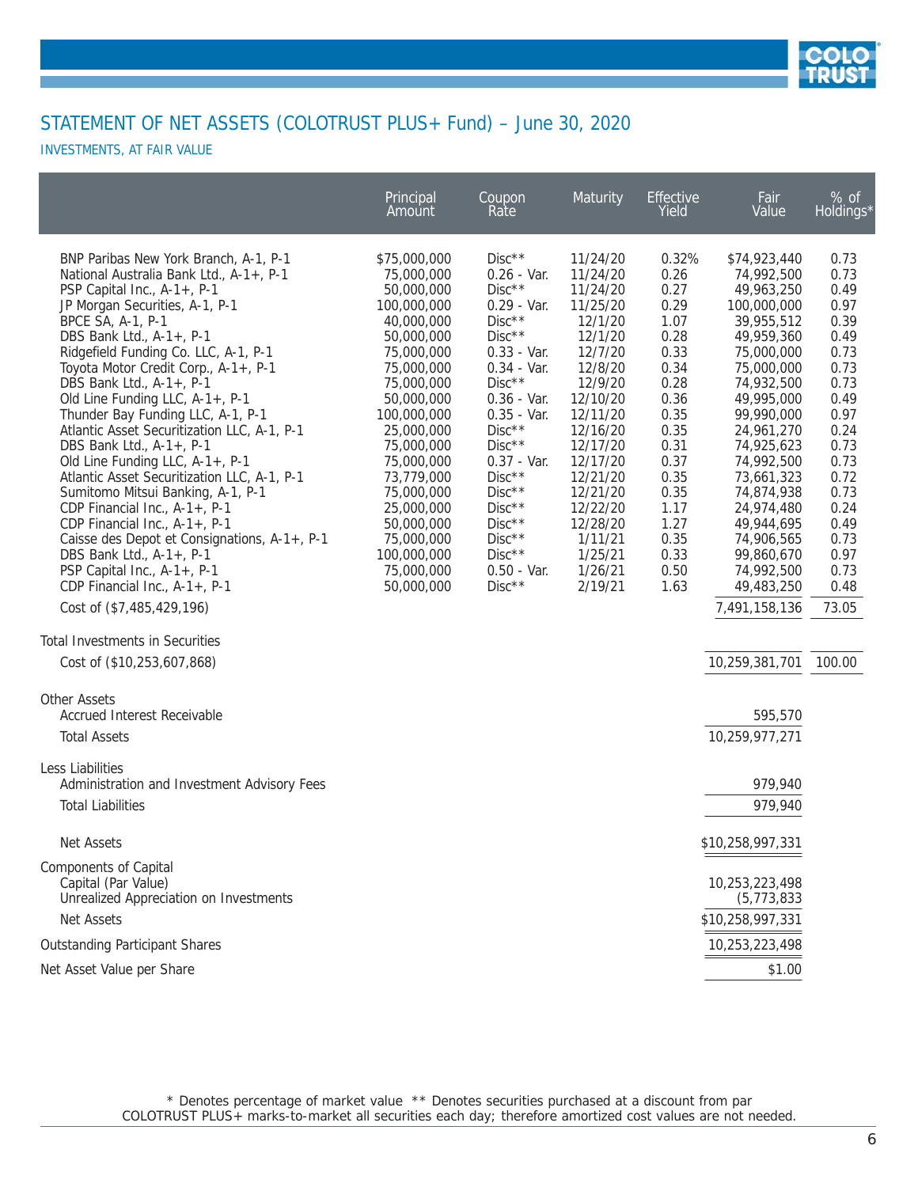## STATEMENT OF NET ASSETS (COLOTRUST PLUS+ Fund) – June 30, 2020

INVESTMENTS, AT FAIR VALUE

| | Principal Amount | Coupon Rate | Maturity | Effective Yield | Fair Value | % of Holdings* |
|---|---|---|---|---|---|---|
| BNP Paribas New York Branch, A-1, P-1 | $75,000,000 | Disc** | 11/24/20 | 0.32% | $74,923,440 | 0.73 |
| National Australia Bank Ltd., A-1+, P-1 | 75,000,000 | 0.26 - Var. | 11/24/20 | 0.26 | 74,992,500 | 0.73 |
| PSP Capital Inc., A-1+, P-1 | 50,000,000 | Disc** | 11/24/20 | 0.27 | 49,963,250 | 0.49 |
| JP Morgan Securities, A-1, P-1 | 100,000,000 | 0.29 - Var. | 11/25/20 | 0.29 | 100,000,000 | 0.97 |
| BPCE SA, A-1, P-1 | 40,000,000 | Disc** | 12/1/20 | 1.07 | 39,955,512 | 0.39 |
| DBS Bank Ltd., A-1+, P-1 | 50,000,000 | Disc** | 12/1/20 | 0.28 | 49,959,360 | 0.49 |
| Ridgefield Funding Co. LLC, A-1, P-1 | 75,000,000 | 0.33 - Var. | 12/7/20 | 0.33 | 75,000,000 | 0.73 |
| Toyota Motor Credit Corp., A-1+, P-1 | 75,000,000 | 0.34 - Var. | 12/8/20 | 0.34 | 75,000,000 | 0.73 |
| DBS Bank Ltd., A-1+, P-1 | 75,000,000 | Disc** | 12/9/20 | 0.28 | 74,932,500 | 0.73 |
| Old Line Funding LLC, A-1+, P-1 | 50,000,000 | 0.36 - Var. | 12/10/20 | 0.36 | 49,995,000 | 0.49 |
| Thunder Bay Funding LLC, A-1, P-1 | 100,000,000 | 0.35 - Var. | 12/11/20 | 0.35 | 99,990,000 | 0.97 |
| Atlantic Asset Securitization LLC, A-1, P-1 | 25,000,000 | Disc** | 12/16/20 | 0.35 | 24,961,270 | 0.24 |
| DBS Bank Ltd., A-1+, P-1 | 75,000,000 | Disc** | 12/17/20 | 0.31 | 74,925,623 | 0.73 |
| Old Line Funding LLC, A-1+, P-1 | 75,000,000 | 0.37 - Var. | 12/17/20 | 0.37 | 74,992,500 | 0.73 |
| Atlantic Asset Securitization LLC, A-1, P-1 | 73,779,000 | Disc** | 12/21/20 | 0.35 | 73,661,323 | 0.72 |
| Sumitomo Mitsui Banking, A-1, P-1 | 75,000,000 | Disc** | 12/21/20 | 0.35 | 74,874,938 | 0.73 |
| CDP Financial Inc., A-1+, P-1 | 25,000,000 | Disc** | 12/22/20 | 1.17 | 24,974,480 | 0.24 |
| CDP Financial Inc., A-1+, P-1 | 50,000,000 | Disc** | 12/28/20 | 1.27 | 49,944,695 | 0.49 |
| Caisse des Depot et Consignations, A-1+, P-1 | 75,000,000 | Disc** | 1/11/21 | 0.35 | 74,906,565 | 0.73 |
| DBS Bank Ltd., A-1+, P-1 | 100,000,000 | Disc** | 1/25/21 | 0.33 | 99,860,670 | 0.97 |
| PSP Capital Inc., A-1+, P-1 | 75,000,000 | 0.50 - Var. | 1/26/21 | 0.50 | 74,992,500 | 0.73 |
| CDP Financial Inc., A-1+, P-1 | 50,000,000 | Disc** | 2/19/21 | 1.63 | 49,483,250 | 0.48 |
| Cost of ($7,485,429,196) | | | | | 7,491,158,136 | 73.05 |
| **Total Investments in Securities** | | | | | | |
| Cost of ($10,253,607,868) | | | | | 10,259,381,701 | 100.00 |
| **Other Assets** | | | | | | |
| Accrued Interest Receivable | | | | | 595,570 | |
| Total Assets | | | | | 10,259,977,271 | |
| **Less Liabilities** | | | | | | |
| Administration and Investment Advisory Fees | | | | | 979,940 | |
| Total Liabilities | | | | | 979,940 | |
| Net Assets | | | | | $10,258,997,331 | |
| **Components of Capital** | | | | | | |
| Capital (Par Value) | | | | | 10,253,223,498 | |
| Unrealized Appreciation on Investments | | | | | (5,773,833 | |
| Net Assets | | | | | $10,258,997,331 | |
| **Outstanding Participant Shares** | | | | | 10,253,223,498 | |
| **Net Asset Value per Share** | | | | | $1.00 | |

* Denotes percentage of market value ** Denotes securities purchased at a discount from par
COLOTRUST PLUS+ marks-to-market all securities each day; therefore amortized cost values are not needed.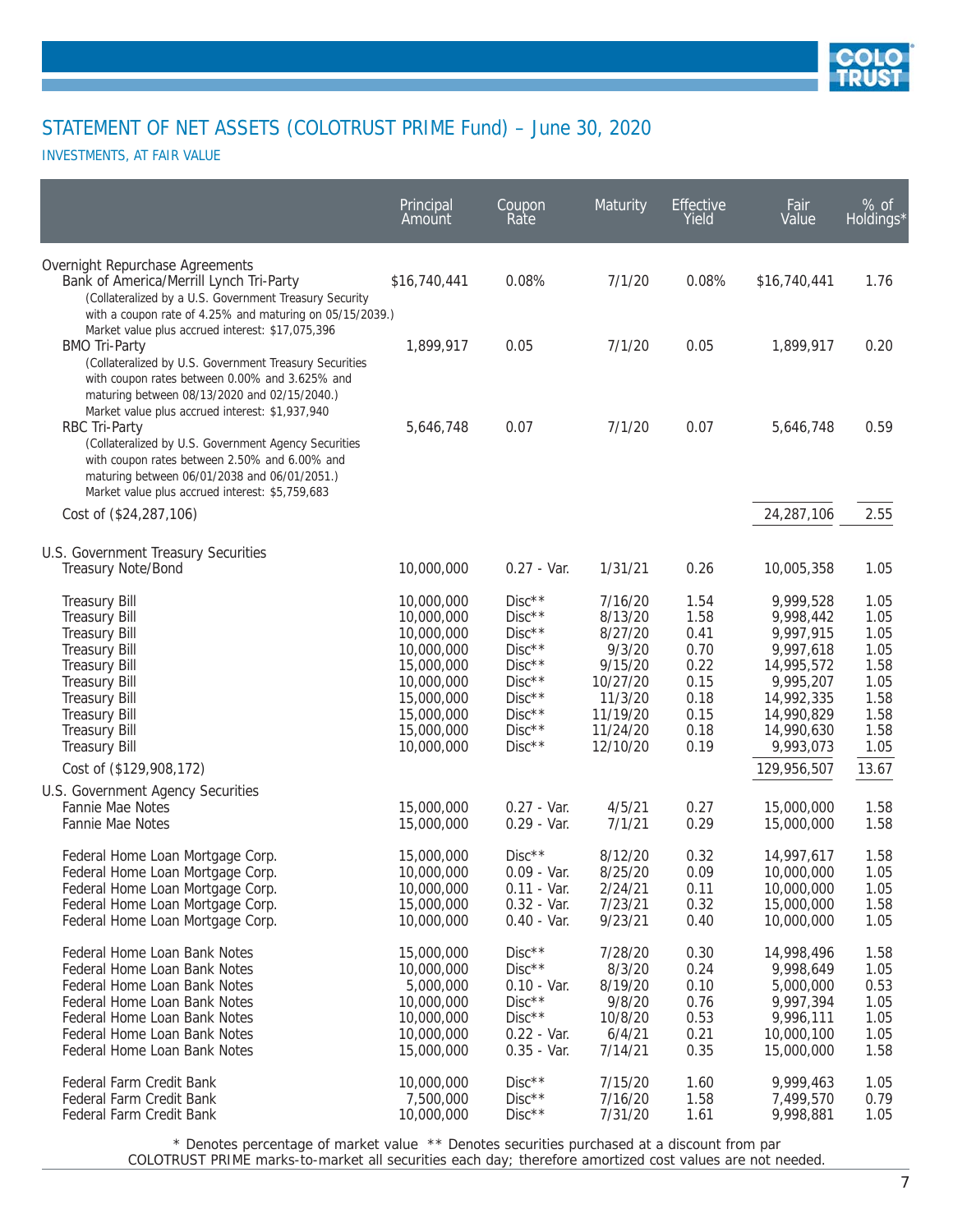# STATEMENT OF NET ASSETS (COLOTRUST PRIME Fund) – June 30, 2020

## INVESTMENTS, AT FAIR VALUE

| | Principal Amount | Coupon Rate | Maturity | Effective Yield | Fair Value | % of Holdings* |
|---|---|---|---|---|---|---|
| **Overnight Repurchase Agreements** | | | | | | |
| Bank of America/Merrill Lynch Tri-Party (Collateralized by a U.S. Government Treasury Security with a coupon rate of 4.25% and maturing on 05/15/2039.) Market value plus accrued interest: $17,075,396 | $16,740,441 | 0.08% | 7/1/20 | 0.08% | $16,740,441 | 1.76 |
| BMO Tri-Party (Collateralized by U.S. Government Treasury Securities with coupon rates between 0.00% and 3.625% and maturing between 08/13/2020 and 02/15/2040.) Market value plus accrued interest: $1,937,940 | 1,899,917 | 0.05 | 7/1/20 | 0.05 | 1,899,917 | 0.20 |
| RBC Tri-Party (Collateralized by U.S. Government Agency Securities with coupon rates between 2.50% and 6.00% and maturing between 06/01/2038 and 06/01/2051.) Market value plus accrued interest: $5,759,683 | 5,646,748 | 0.07 | 7/1/20 | 0.07 | 5,646,748 | 0.59 |
| Cost of ($24,287,106) | | | | | 24,287,106 | 2.55 |
| **U.S. Government Treasury Securities** | | | | | | |
| Treasury Note/Bond | 10,000,000 | 0.27 - Var. | 1/31/21 | 0.26 | 10,005,358 | 1.05 |
| Treasury Bill | 10,000,000 | Disc** | 7/16/20 | 1.54 | 9,999,528 | 1.05 |
| Treasury Bill | 10,000,000 | Disc** | 8/13/20 | 1.58 | 9,998,442 | 1.05 |
| Treasury Bill | 10,000,000 | Disc** | 8/27/20 | 0.41 | 9,997,915 | 1.05 |
| Treasury Bill | 10,000,000 | Disc** | 9/3/20 | 0.70 | 9,997,618 | 1.05 |
| Treasury Bill | 15,000,000 | Disc** | 9/15/20 | 0.22 | 14,995,572 | 1.58 |
| Treasury Bill | 10,000,000 | Disc** | 10/27/20 | 0.15 | 9,995,207 | 1.05 |
| Treasury Bill | 15,000,000 | Disc** | 11/3/20 | 0.18 | 14,992,335 | 1.58 |
| Treasury Bill | 15,000,000 | Disc** | 11/19/20 | 0.15 | 14,990,829 | 1.58 |
| Treasury Bill | 15,000,000 | Disc** | 11/24/20 | 0.18 | 14,990,630 | 1.58 |
| Treasury Bill | 10,000,000 | Disc** | 12/10/20 | 0.19 | 9,993,073 | 1.05 |
| Cost of ($129,908,172) | | | | | 129,956,507 | 13.67 |
| **U.S. Government Agency Securities** | | | | | | |
| Fannie Mae Notes | 15,000,000 | 0.27 - Var. | 4/5/21 | 0.27 | 15,000,000 | 1.58 |
| Fannie Mae Notes | 15,000,000 | 0.29 - Var. | 7/1/21 | 0.29 | 15,000,000 | 1.58 |
| Federal Home Loan Mortgage Corp. | 15,000,000 | Disc** | 8/12/20 | 0.32 | 14,997,617 | 1.58 |
| Federal Home Loan Mortgage Corp. | 10,000,000 | 0.09 - Var. | 8/25/20 | 0.09 | 10,000,000 | 1.05 |
| Federal Home Loan Mortgage Corp. | 10,000,000 | 0.11 - Var. | 2/24/21 | 0.11 | 10,000,000 | 1.05 |
| Federal Home Loan Mortgage Corp. | 15,000,000 | 0.32 - Var. | 7/23/21 | 0.32 | 15,000,000 | 1.58 |
| Federal Home Loan Mortgage Corp. | 10,000,000 | 0.40 - Var. | 9/23/21 | 0.40 | 10,000,000 | 1.05 |
| Federal Home Loan Bank Notes | 15,000,000 | Disc** | 7/28/20 | 0.30 | 14,998,496 | 1.58 |
| Federal Home Loan Bank Notes | 10,000,000 | Disc** | 8/3/20 | 0.24 | 9,998,649 | 1.05 |
| Federal Home Loan Bank Notes | 5,000,000 | 0.10 - Var. | 8/19/20 | 0.10 | 5,000,000 | 0.53 |
| Federal Home Loan Bank Notes | 10,000,000 | Disc** | 9/8/20 | 0.76 | 9,997,394 | 1.05 |
| Federal Home Loan Bank Notes | 10,000,000 | Disc** | 10/8/20 | 0.53 | 9,996,111 | 1.05 |
| Federal Home Loan Bank Notes | 10,000,000 | 0.22 - Var. | 6/4/21 | 0.21 | 10,000,100 | 1.05 |
| Federal Home Loan Bank Notes | 15,000,000 | 0.35 - Var. | 7/14/21 | 0.35 | 15,000,000 | 1.58 |
| Federal Farm Credit Bank | 10,000,000 | Disc** | 7/15/20 | 1.60 | 9,999,463 | 1.05 |
| Federal Farm Credit Bank | 7,500,000 | Disc** | 7/16/20 | 1.58 | 7,499,570 | 0.79 |
| Federal Farm Credit Bank | 10,000,000 | Disc** | 7/31/20 | 1.61 | 9,998,881 | 1.05 |

\* Denotes percentage of market value ** Denotes securities purchased at a discount from par

COLOTRUST PRIME marks-to-market all securities each day; therefore amortized cost values are not needed.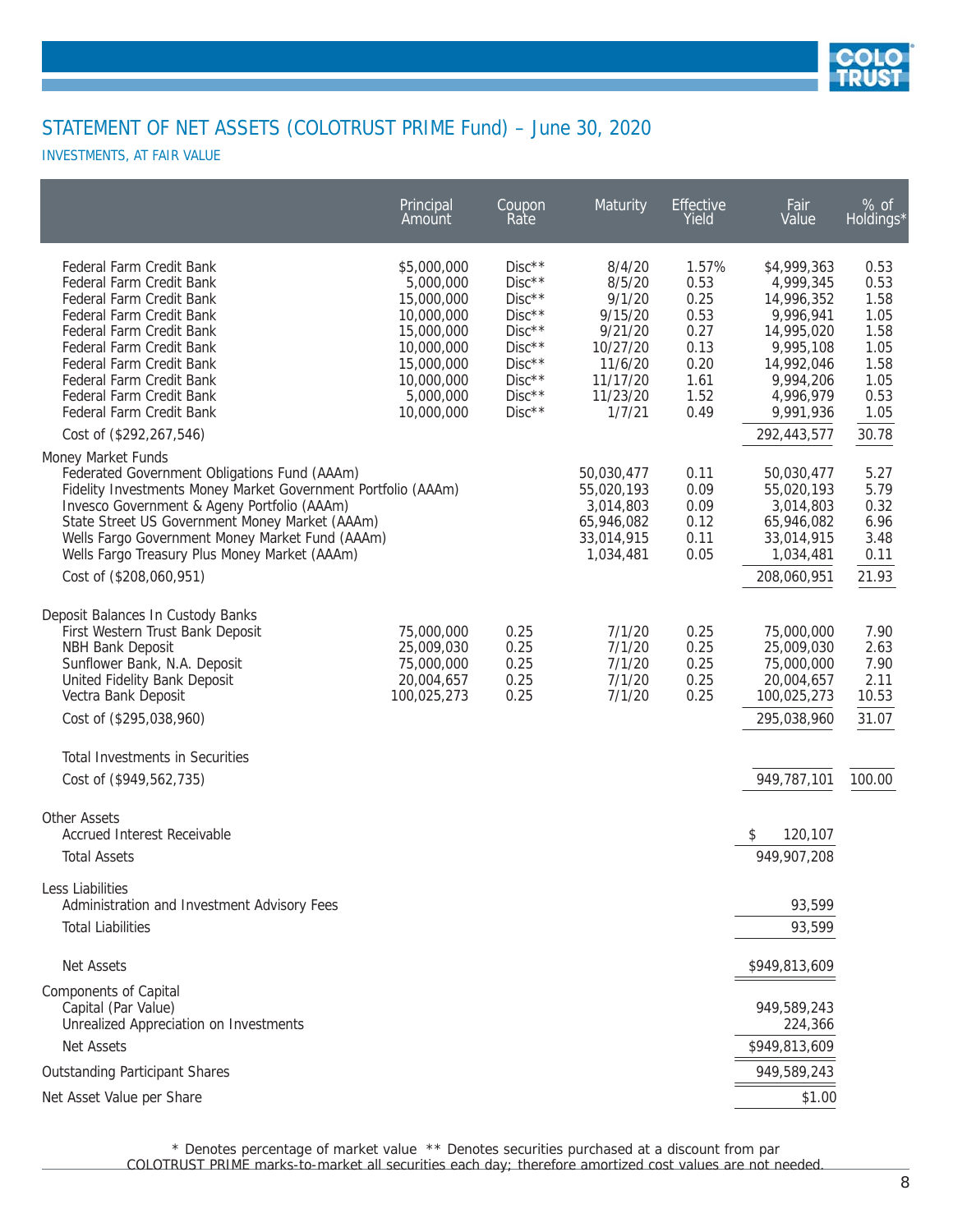# STATEMENT OF NET ASSETS (COLOTRUST PRIME Fund) – June 30, 2020

## INVESTMENTS, AT FAIR VALUE

| | Principal Amount | Coupon Rate | Maturity | Effective Yield | Fair Value | % of Holdings* |
|---|---|---|---|---|---|---|
| Federal Farm Credit Bank | $5,000,000 | Disc** | 8/4/20 | 1.57% | $4,999,363 | 0.53 |
| Federal Farm Credit Bank | 5,000,000 | Disc** | 8/5/20 | 0.53 | 4,999,345 | 0.53 |
| Federal Farm Credit Bank | 15,000,000 | Disc** | 9/1/20 | 0.25 | 14,996,352 | 1.58 |
| Federal Farm Credit Bank | 10,000,000 | Disc** | 9/15/20 | 0.53 | 9,996,941 | 1.05 |
| Federal Farm Credit Bank | 15,000,000 | Disc** | 9/21/20 | 0.27 | 14,995,020 | 1.58 |
| Federal Farm Credit Bank | 10,000,000 | Disc** | 10/27/20 | 0.13 | 9,995,108 | 1.05 |
| Federal Farm Credit Bank | 15,000,000 | Disc** | 11/6/20 | 0.20 | 14,992,046 | 1.58 |
| Federal Farm Credit Bank | 10,000,000 | Disc** | 11/17/20 | 1.61 | 9,994,206 | 1.05 |
| Federal Farm Credit Bank | 5,000,000 | Disc** | 11/23/20 | 1.52 | 4,996,979 | 0.53 |
| Federal Farm Credit Bank | 10,000,000 | Disc** | 1/7/21 | 0.49 | 9,991,936 | 1.05 |
| Cost of ($292,267,546) | | | | | 292,443,577 | 30.78 |
| **Money Market Funds** | | | | | | |
| Federated Government Obligations Fund (AAAm) | | | 50,030,477 | 0.11 | 50,030,477 | 5.27 |
| Fidelity Investments Money Market Government Portfolio (AAAm) | | | 55,020,193 | 0.09 | 55,020,193 | 5.79 |
| Invesco Government & Ageny Portfolio (AAAm) | | | 3,014,803 | 0.09 | 3,014,803 | 0.32 |
| State Street US Government Money Market (AAAm) | | | 65,946,082 | 0.12 | 65,946,082 | 6.96 |
| Wells Fargo Government Money Market Fund (AAAm) | | | 33,014,915 | 0.11 | 33,014,915 | 3.48 |
| Wells Fargo Treasury Plus Money Market (AAAm) | | | 1,034,481 | 0.05 | 1,034,481 | 0.11 |
| Cost of ($208,060,951) | | | | | 208,060,951 | 21.93 |
| **Deposit Balances In Custody Banks** | | | | | | |
| First Western Trust Bank Deposit | 75,000,000 | 0.25 | 7/1/20 | 0.25 | 75,000,000 | 7.90 |
| NBH Bank Deposit | 25,009,030 | 0.25 | 7/1/20 | 0.25 | 25,009,030 | 2.63 |
| Sunflower Bank, N.A. Deposit | 75,000,000 | 0.25 | 7/1/20 | 0.25 | 75,000,000 | 7.90 |
| United Fidelity Bank Deposit | 20,004,657 | 0.25 | 7/1/20 | 0.25 | 20,004,657 | 2.11 |
| Vectra Bank Deposit | 100,025,273 | 0.25 | 7/1/20 | 0.25 | 100,025,273 | 10.53 |
| Cost of ($295,038,960) | | | | | 295,038,960 | 31.07 |
| Total Investments in Securities | | | | | | |
| Cost of ($949,562,735) | | | | | 949,787,101 | 100.00 |
| **Other Assets** | | | | | | |
| Accrued Interest Receivable | | | | | $ 120,107 | |
| Total Assets | | | | | 949,907,208 | |
| **Less Liabilities** | | | | | | |
| Administration and Investment Advisory Fees | | | | | 93,599 | |
| Total Liabilities | | | | | 93,599 | |
| Net Assets | | | | | $949,813,609 | |
| **Components of Capital** | | | | | | |
| Capital (Par Value) | | | | | 949,589,243 | |
| Unrealized Appreciation on Investments | | | | | 224,366 | |
| Net Assets | | | | | $949,813,609 | |
| Outstanding Participant Shares | | | | | 949,589,243 | |
| Net Asset Value per Share | | | | | $1.00 | |

\* Denotes percentage of market value ** Denotes securities purchased at a discount from par

COLOTRUST PRIME marks-to-market all securities each day; therefore amortized cost values are not needed.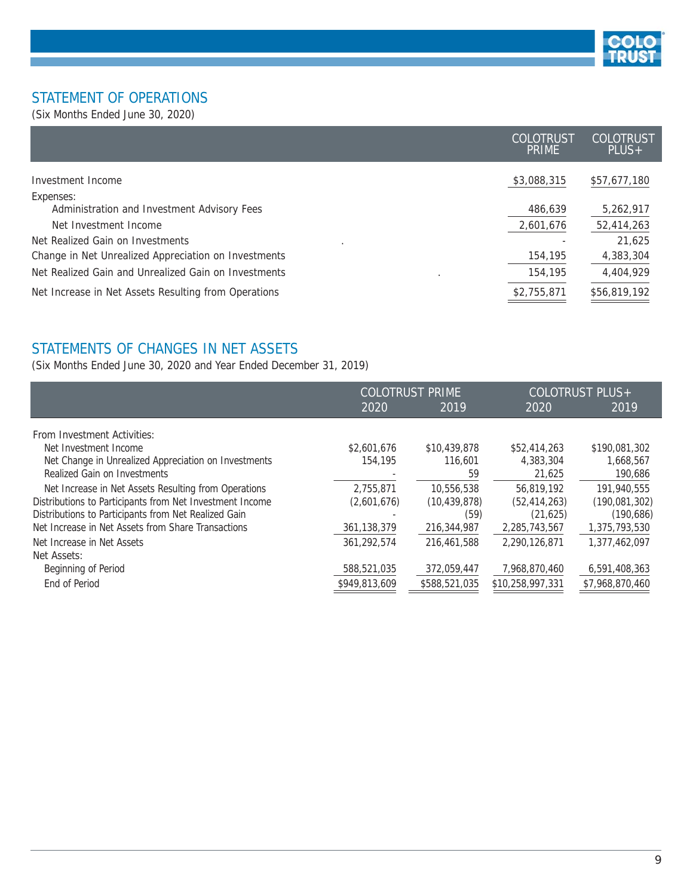## STATEMENT OF OPERATIONS

(Six Months Ended June 30, 2020)

| | COLOTRUST PRIME | COLOTRUST PLUS+ |
|---|---|---|
| Investment Income | $3,088,315 | $57,677,180 |
| Expenses: | | |
| Administration and Investment Advisory Fees | 486,639 | 5,262,917 |
| Net Investment Income | 2,601,676 | 52,414,263 |
| Net Realized Gain on Investments | - | 21,625 |
| Change in Net Unrealized Appreciation on Investments | 154,195 | 4,383,304 |
| Net Realized Gain and Unrealized Gain on Investments | 154,195 | 4,404,929 |
| Net Increase in Net Assets Resulting from Operations | $2,755,871 | $56,819,192 |

## STATEMENTS OF CHANGES IN NET ASSETS

(Six Months Ended June 30, 2020 and Year Ended December 31, 2019)

| | COLOTRUST PRIME | | COLOTRUST PLUS+ | |
|---|---|---|---|---|
| | 2020 | 2019 | 2020 | 2019 |
| From Investment Activities: | | | | |
| Net Investment Income | $2,601,676 | $10,439,878 | $52,414,263 | $190,081,302 |
| Net Change in Unrealized Appreciation on Investments | 154,195 | 116,601 | 4,383,304 | 1,668,567 |
| Realized Gain on Investments | - | 59 | 21,625 | 190,686 |
| Net Increase in Net Assets Resulting from Operations | 2,755,871 | 10,556,538 | 56,819,192 | 191,940,555 |
| Distributions to Participants from Net Investment Income | (2,601,676) | (10,439,878) | (52,414,263) | (190,081,302) |
| Distributions to Participants from Net Realized Gain | - | (59) | (21,625) | (190,686) |
| Net Increase in Net Assets from Share Transactions | 361,138,379 | 216,344,987 | 2,285,743,567 | 1,375,793,530 |
| Net Increase in Net Assets | 361,292,574 | 216,461,588 | 2,290,126,871 | 1,377,462,097 |
| Net Assets: | | | | |
| Beginning of Period | 588,521,035 | 372,059,447 | 7,968,870,460 | 6,591,408,363 |
| End of Period | $949,813,609 | $588,521,035 | $10,258,997,331 | $7,968,870,460 |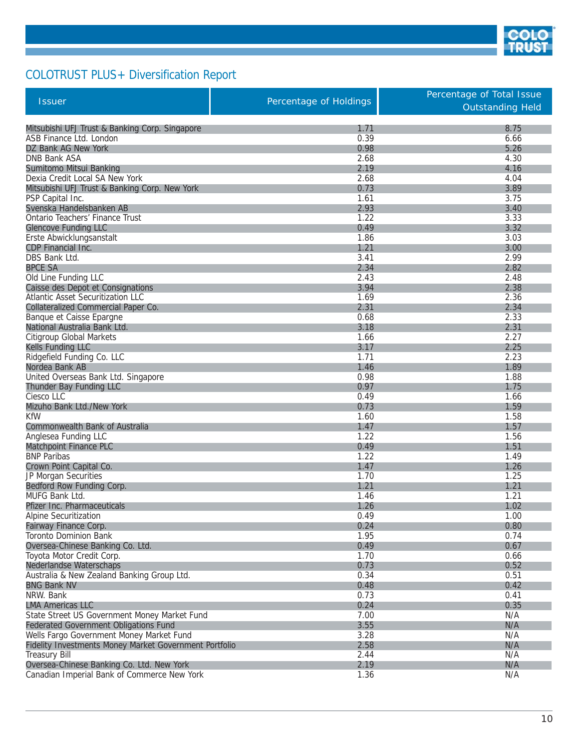## COLOTRUST PLUS+ Diversification Report

| Issuer | Percentage of Holdings | Percentage of Total Issue Outstanding Held |
|---|---|---|
| Mitsubishi UFJ Trust & Banking Corp. Singapore | 1.71 | 8.75 |
| ASB Finance Ltd. London | 0.39 | 6.66 |
| DZ Bank AG New York | 0.98 | 5.26 |
| DNB Bank ASA | 2.68 | 4.30 |
| Sumitomo Mitsui Banking | 2.19 | 4.16 |
| Dexia Credit Local SA New York | 2.68 | 4.04 |
| Mitsubishi UFJ Trust & Banking Corp. New York | 0.73 | 3.89 |
| PSP Capital Inc. | 1.61 | 3.75 |
| Svenska Handelsbanken AB | 2.93 | 3.40 |
| Ontario Teachers' Finance Trust | 1.22 | 3.33 |
| Glencove Funding LLC | 0.49 | 3.32 |
| Erste Abwicklungsanstalt | 1.86 | 3.03 |
| CDP Financial Inc. | 1.21 | 3.00 |
| DBS Bank Ltd. | 3.41 | 2.99 |
| BPCE SA | 2.34 | 2.82 |
| Old Line Funding LLC | 2.43 | 2.48 |
| Caisse des Depot et Consignations | 3.94 | 2.38 |
| Atlantic Asset Securitization LLC | 1.69 | 2.36 |
| Collateralized Commercial Paper Co. | 2.31 | 2.34 |
| Banque et Caisse Epargne | 0.68 | 2.33 |
| National Australia Bank Ltd. | 3.18 | 2.31 |
| Citigroup Global Markets | 1.66 | 2.27 |
| Kells Funding LLC | 3.17 | 2.25 |
| Ridgefield Funding Co. LLC | 1.71 | 2.23 |
| Nordea Bank AB | 1.46 | 1.89 |
| United Overseas Bank Ltd. Singapore | 0.98 | 1.88 |
| Thunder Bay Funding LLC | 0.97 | 1.75 |
| Ciesco LLC | 0.49 | 1.66 |
| Mizuho Bank Ltd./New York | 0.73 | 1.59 |
| KfW | 1.60 | 1.58 |
| Commonwealth Bank of Australia | 1.47 | 1.57 |
| Anglesea Funding LLC | 1.22 | 1.56 |
| Matchpoint Finance PLC | 0.49 | 1.51 |
| BNP Paribas | 1.22 | 1.49 |
| Crown Point Capital Co. | 1.47 | 1.26 |
| JP Morgan Securities | 1.70 | 1.25 |
| Bedford Row Funding Corp. | 1.21 | 1.21 |
| MUFG Bank Ltd. | 1.46 | 1.21 |
| Pfizer Inc. Pharmaceuticals | 1.26 | 1.02 |
| Alpine Securitization | 0.49 | 1.00 |
| Fairway Finance Corp. | 0.24 | 0.80 |
| Toronto Dominion Bank | 1.95 | 0.74 |
| Oversea-Chinese Banking Co. Ltd. | 0.49 | 0.67 |
| Toyota Motor Credit Corp. | 1.70 | 0.66 |
| Nederlandse Waterschaps | 0.73 | 0.52 |
| Australia & New Zealand Banking Group Ltd. | 0.34 | 0.51 |
| BNG Bank NV | 0.48 | 0.42 |
| NRW. Bank | 0.73 | 0.41 |
| LMA Americas LLC | 0.24 | 0.35 |
| State Street US Government Money Market Fund | 7.00 | N/A |
| Federated Government Obligations Fund | 3.55 | N/A |
| Wells Fargo Government Money Market Fund | 3.28 | N/A |
| Fidelity Investments Money Market Government Portfolio | 2.58 | N/A |
| Treasury Bill | 2.44 | N/A |
| Oversea-Chinese Banking Co. Ltd. New York | 2.19 | N/A |
| Canadian Imperial Bank of Commerce New York | 1.36 | N/A |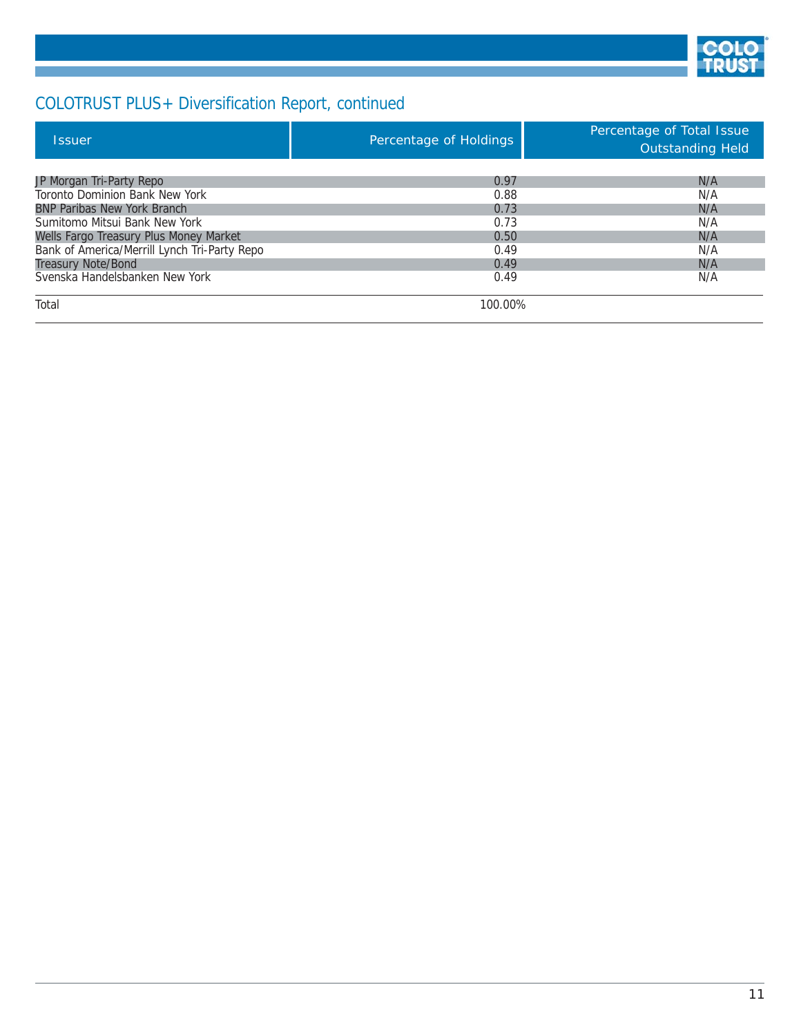## COLOTRUST PLUS+ Diversification Report, continued

| Issuer | Percentage of Holdings | Percentage of Total Issue Outstanding Held |
|---|---|---|
| JP Morgan Tri-Party Repo | 0.97 | N/A |
| Toronto Dominion Bank New York | 0.88 | N/A |
| BNP Paribas New York Branch | 0.73 | N/A |
| Sumitomo Mitsui Bank New York | 0.73 | N/A |
| Wells Fargo Treasury Plus Money Market | 0.50 | N/A |
| Bank of America/Merrill Lynch Tri-Party Repo | 0.49 | N/A |
| Treasury Note/Bond | 0.49 | N/A |
| Svenska Handelsbanken New York | 0.49 | N/A |
| Total | 100.00% | |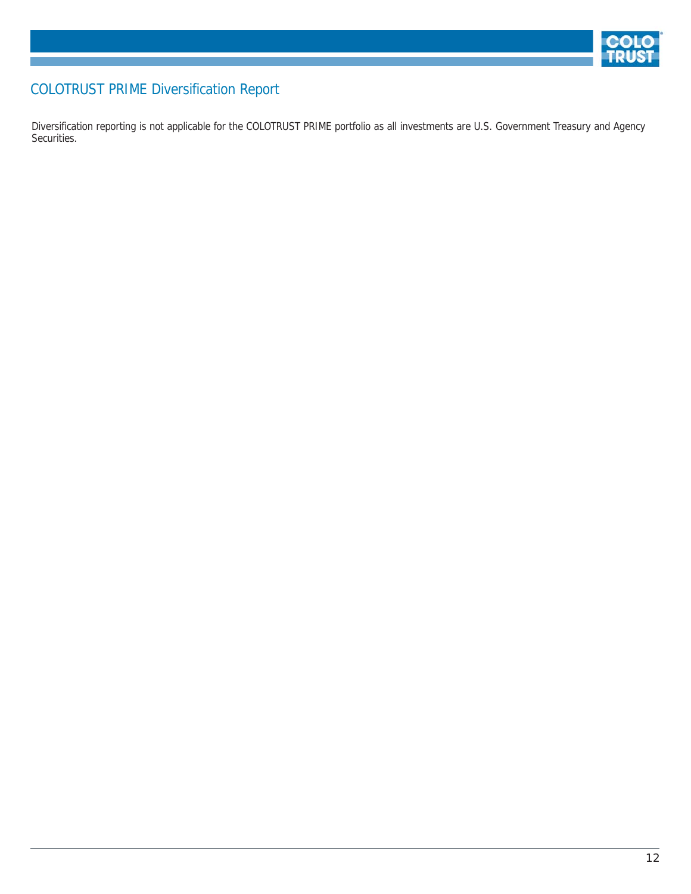# COLOTRUST PRIME Diversification Report

Diversification reporting is not applicable for the COLOTRUST PRIME portfolio as all investments are U.S. Government Treasury and Agency Securities.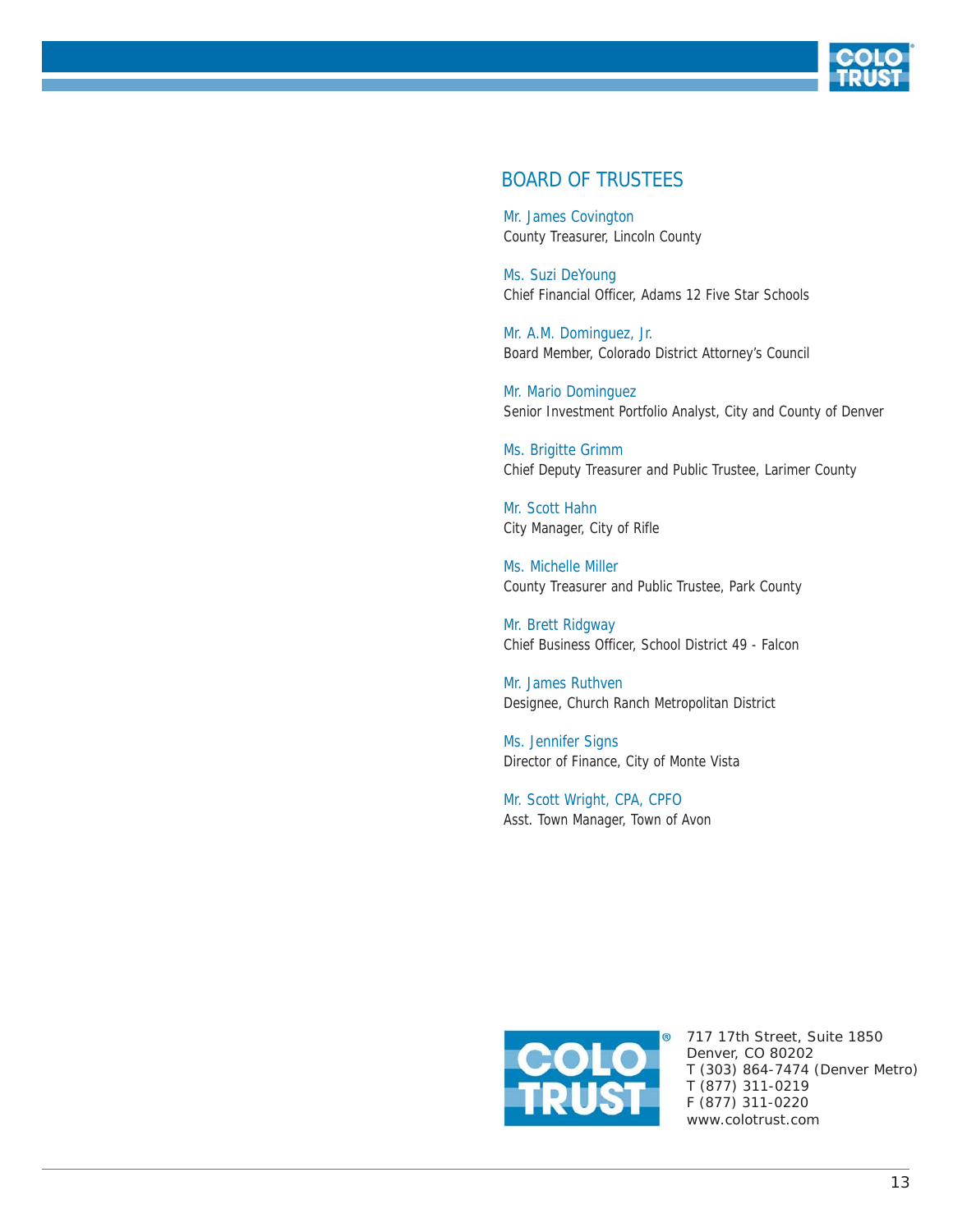## BOARD OF TRUSTEES

Mr. James Covington
County Treasurer, Lincoln County

Ms. Suzi DeYoung
Chief Financial Officer, Adams 12 Five Star Schools

Mr. A.M. Dominguez, Jr.
Board Member, Colorado District Attorney's Council

Mr. Mario Dominguez
Senior Investment Portfolio Analyst, City and County of Denver

Ms. Brigitte Grimm
Chief Deputy Treasurer and Public Trustee, Larimer County

Mr. Scott Hahn
City Manager, City of Rifle

Ms. Michelle Miller
County Treasurer and Public Trustee, Park County

Mr. Brett Ridgway
Chief Business Officer, School District 49 - Falcon

Mr. James Ruthven
Designee, Church Ranch Metropolitan District

Ms. Jennifer Signs
Director of Finance, City of Monte Vista

Mr. Scott Wright, CPA, CPFO
Asst. Town Manager, Town of Avon

COLO TRUST®

717 17th Street, Suite 1850
Denver, CO 80202
T (303) 864-7474 (Denver Metro)
T (877) 311-0219
F (877) 311-0220
www.colotrust.com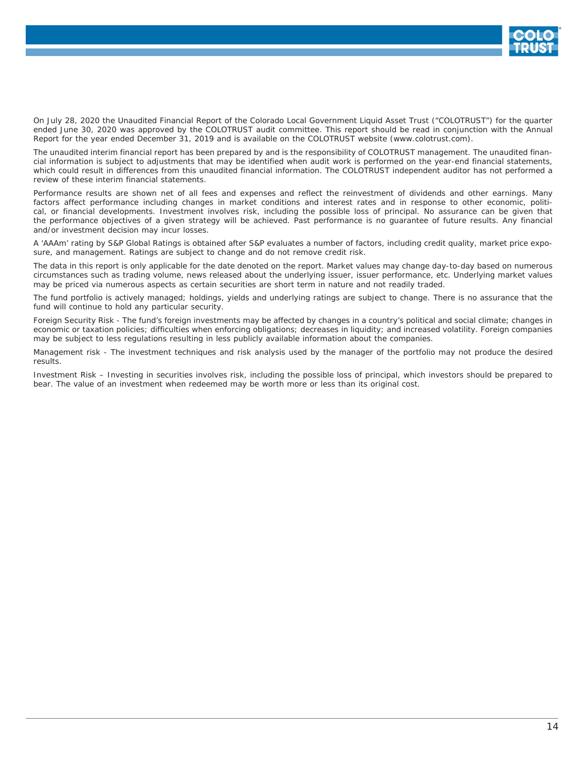On July 28, 2020 the Unaudited Financial Report of the Colorado Local Government Liquid Asset Trust ("COLOTRUST") for the quarter ended June 30, 2020 was approved by the COLOTRUST audit committee. This report should be read in conjunction with the Annual Report for the year ended December 31, 2019 and is available on the COLOTRUST website (www.colotrust.com).

The unaudited interim financial report has been prepared by and is the responsibility of COLOTRUST management. The unaudited financial information is subject to adjustments that may be identified when audit work is performed on the year-end financial statements, which could result in differences from this unaudited financial information. The COLOTRUST independent auditor has not performed a review of these interim financial statements.

Performance results are shown net of all fees and expenses and reflect the reinvestment of dividends and other earnings. Many factors affect performance including changes in market conditions and interest rates and in response to other economic, political, or financial developments. Investment involves risk, including the possible loss of principal. No assurance can be given that the performance objectives of a given strategy will be achieved. Past performance is no guarantee of future results. Any financial and/or investment decision may incur losses.

A 'AAAm' rating by S&P Global Ratings is obtained after S&P evaluates a number of factors, including credit quality, market price exposure, and management. Ratings are subject to change and do not remove credit risk.

The data in this report is only applicable for the date denoted on the report. Market values may change day-to-day based on numerous circumstances such as trading volume, news released about the underlying issuer, issuer performance, etc. Underlying market values may be priced via numerous aspects as certain securities are short term in nature and not readily traded.

The fund portfolio is actively managed; holdings, yields and underlying ratings are subject to change. There is no assurance that the fund will continue to hold any particular security.

Foreign Security Risk - The fund's foreign investments may be affected by changes in a country's political and social climate; changes in economic or taxation policies; difficulties when enforcing obligations; decreases in liquidity; and increased volatility. Foreign companies may be subject to less regulations resulting in less publicly available information about the companies.

Management risk - The investment techniques and risk analysis used by the manager of the portfolio may not produce the desired results.

Investment Risk – Investing in securities involves risk, including the possible loss of principal, which investors should be prepared to bear. The value of an investment when redeemed may be worth more or less than its original cost.